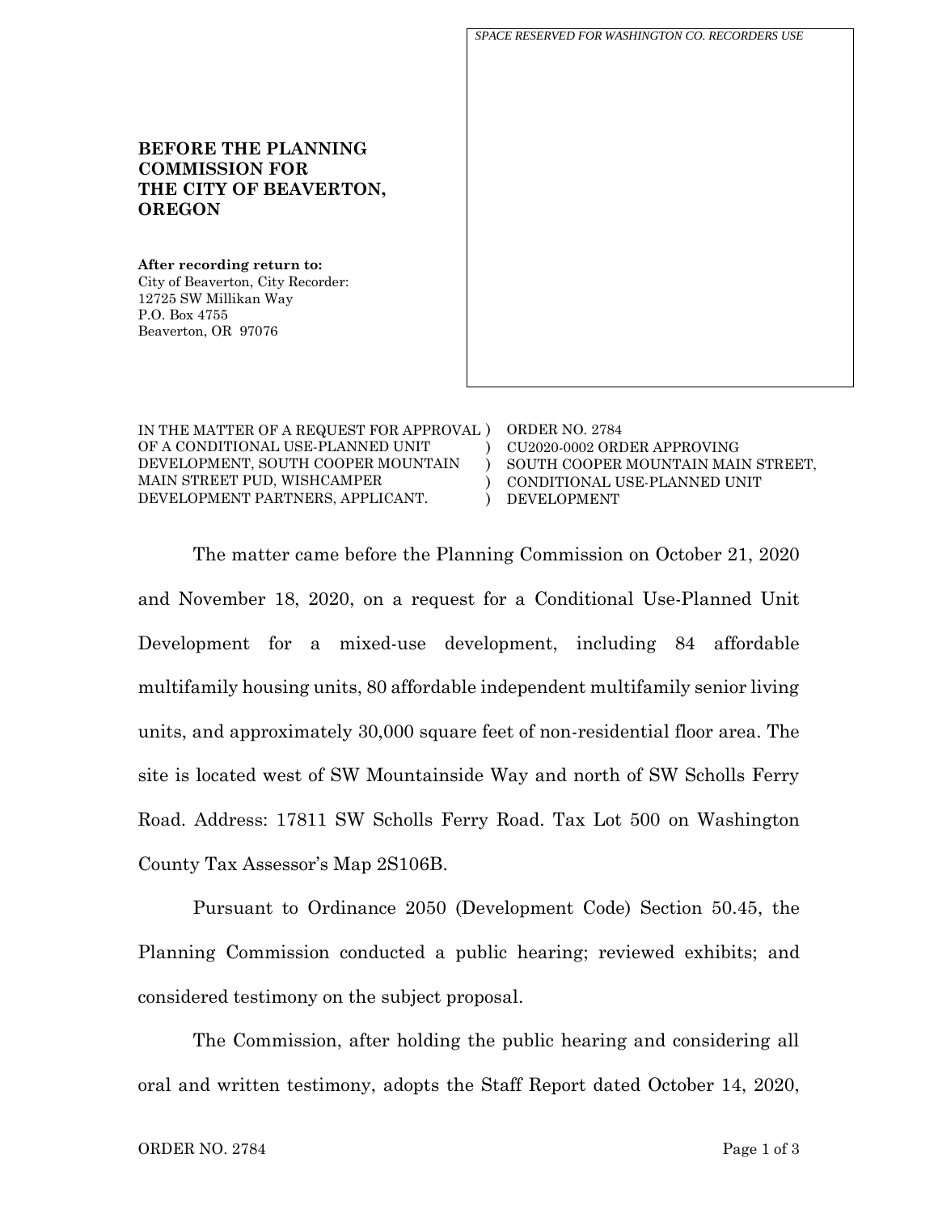*SPACE RESERVED FOR WASHINGTON CO. RECORDERS USE*

**BEFORE THE PLANNING COMMISSION FOR THE CITY OF BEAVERTON, OREGON**

**After recording return to:**
City of Beaverton, City Recorder:
12725 SW Millikan Way
P.O. Box 4755
Beaverton, OR 97076

| | | |
|---|---|---|
| IN THE MATTER OF A REQUEST FOR APPROVAL OF A CONDITIONAL USE-PLANNED UNIT DEVELOPMENT, SOUTH COOPER MOUNTAIN MAIN STREET PUD, WISHCAMPER DEVELOPMENT PARTNERS, APPLICANT. | ) | ORDER NO. 2784 CU2020-0002 ORDER APPROVING SOUTH COOPER MOUNTAIN MAIN STREET, CONDITIONAL USE-PLANNED UNIT DEVELOPMENT |

The matter came before the Planning Commission on October 21, 2020 and November 18, 2020, on a request for a Conditional Use-Planned Unit Development for a mixed-use development, including 84 affordable multifamily housing units, 80 affordable independent multifamily senior living units, and approximately 30,000 square feet of non-residential floor area. The site is located west of SW Mountainside Way and north of SW Scholls Ferry Road. Address: 17811 SW Scholls Ferry Road. Tax Lot 500 on Washington County Tax Assessor's Map 2S106B.

Pursuant to Ordinance 2050 (Development Code) Section 50.45, the Planning Commission conducted a public hearing; reviewed exhibits; and considered testimony on the subject proposal.

The Commission, after holding the public hearing and considering all oral and written testimony, adopts the Staff Report dated October 14, 2020,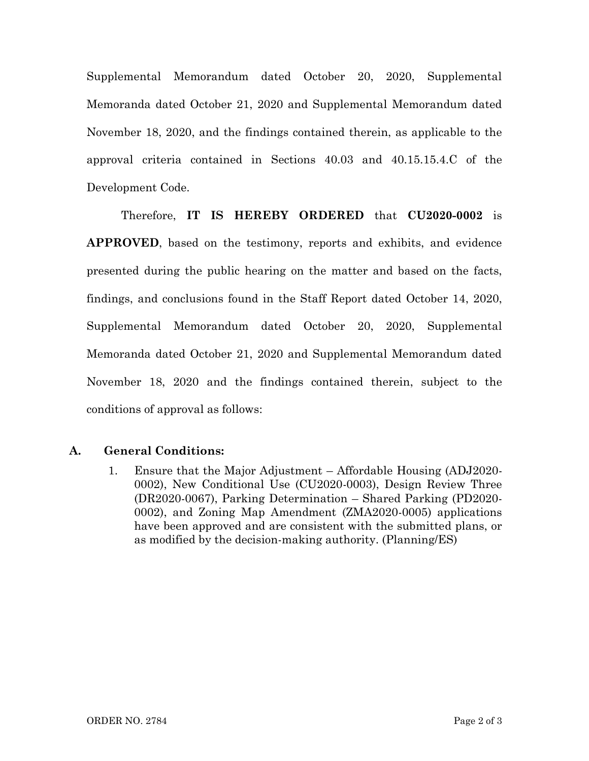Supplemental Memorandum dated October 20, 2020, Supplemental Memoranda dated October 21, 2020 and Supplemental Memorandum dated November 18, 2020, and the findings contained therein, as applicable to the approval criteria contained in Sections 40.03 and 40.15.15.4.C of the Development Code.

Therefore, **IT IS HEREBY ORDERED** that **CU2020-0002** is **APPROVED**, based on the testimony, reports and exhibits, and evidence presented during the public hearing on the matter and based on the facts, findings, and conclusions found in the Staff Report dated October 14, 2020, Supplemental Memorandum dated October 20, 2020, Supplemental Memoranda dated October 21, 2020 and Supplemental Memorandum dated November 18, 2020 and the findings contained therein, subject to the conditions of approval as follows:

**A. General Conditions:**

1. Ensure that the Major Adjustment – Affordable Housing (ADJ2020-0002), New Conditional Use (CU2020-0003), Design Review Three (DR2020-0067), Parking Determination – Shared Parking (PD2020-0002), and Zoning Map Amendment (ZMA2020-0005) applications have been approved and are consistent with the submitted plans, or as modified by the decision-making authority. (Planning/ES)

ORDER NO. 2784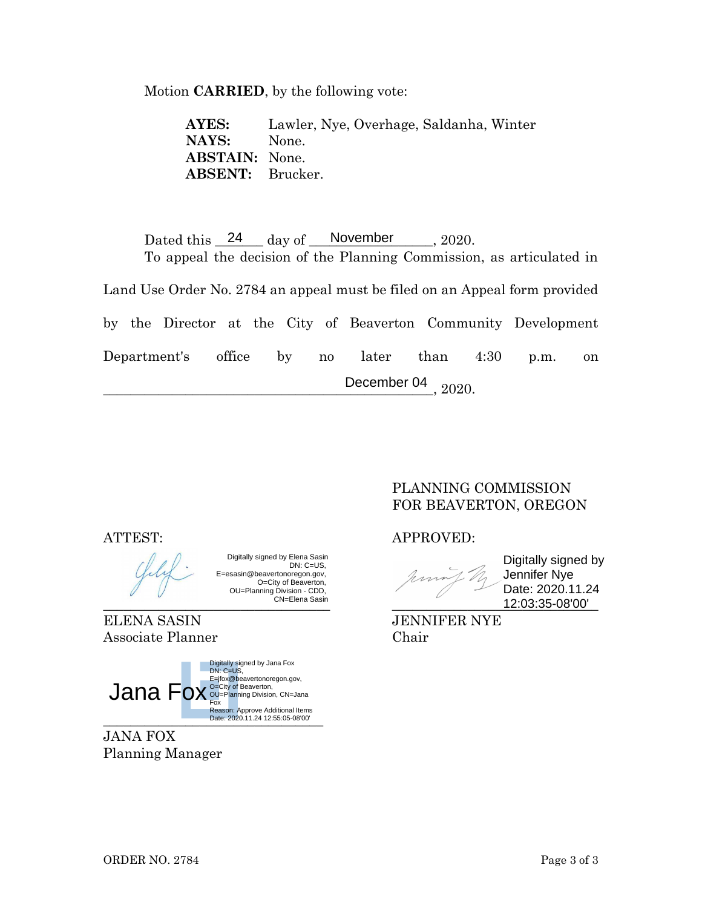Motion **CARRIED**, by the following vote:

**AYES:** Lawler, Nye, Overhage, Saldanha, Winter
**NAYS:** None.
**ABSTAIN:** None.
**ABSENT:** Brucker.

Dated this 24 day of November, 2020.

To appeal the decision of the Planning Commission, as articulated in Land Use Order No. 2784 an appeal must be filed on an Appeal form provided by the Director at the City of Beaverton Community Development Department's office by no later than 4:30 p.m. on December 04, 2020.

PLANNING COMMISSION
FOR BEAVERTON, OREGON

ATTEST:

Digitally signed by Elena Sasin
DN: C=US, E=esasin@beavertonoregon.gov, O=City of Beaverton, OU=Planning Division - CDD, CN=Elena Sasin

ELENA SASIN
Associate Planner

Jana Fox

Digitally signed by Jana Fox
DN: C=US, E=jfox@beavertonoregon.gov, O=City of Beaverton, OU=Planning Division, CN=Jana Fox
Reason: Approve Additional Items
Date: 2020.11.24 12:55:05-08'00'

JANA FOX
Planning Manager

APPROVED:

Digitally signed by Jennifer Nye
Date: 2020.11.24 12:03:35-08'00'

JENNIFER NYE
Chair

ORDER NO. 2784